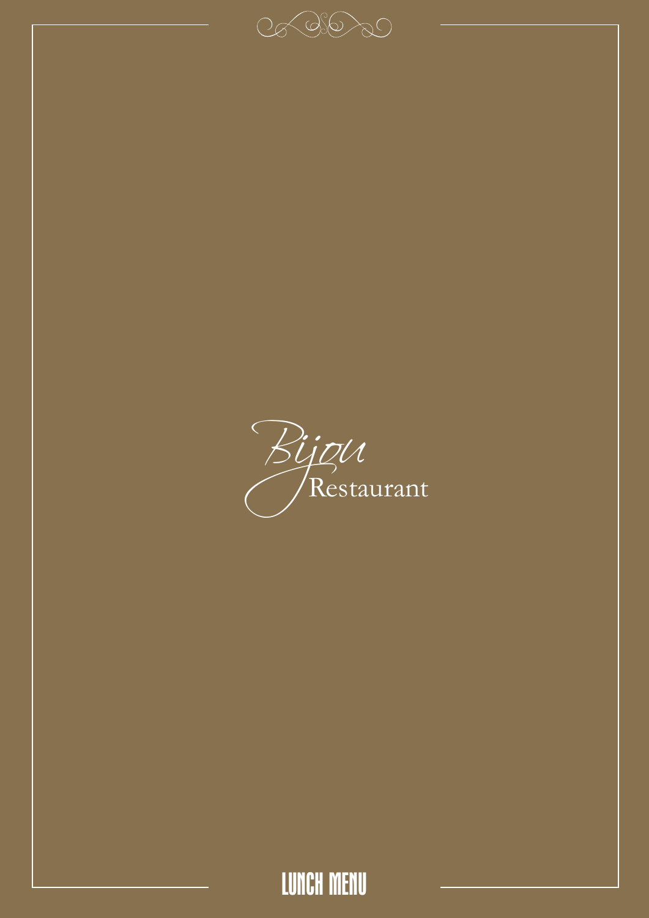# Bijou Restaurant

## LUNCH MENU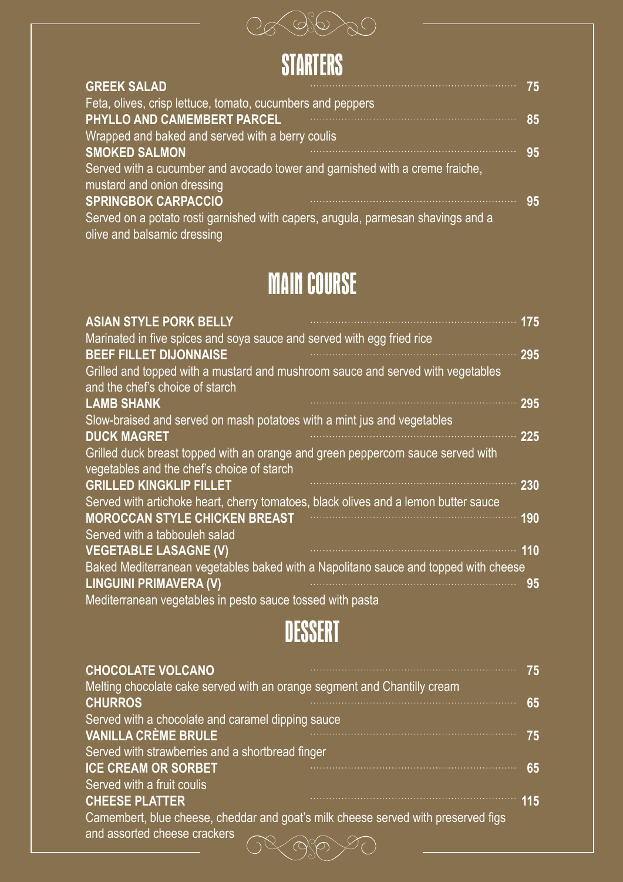## STARTERS

**GREEK SALAD** ..... 75
Feta, olives, crisp lettuce, tomato, cucumbers and peppers

**PHYLLO AND CAMEMBERT PARCEL** ..... 85
Wrapped and baked and served with a berry coulis

**SMOKED SALMON** ..... 95
Served with a cucumber and avocado tower and garnished with a creme fraiche, mustard and onion dressing

**SPRINGBOK CARPACCIO** ..... 95
Served on a potato rosti garnished with capers, arugula, parmesan shavings and a olive and balsamic dressing

## MAIN COURSE

**ASIAN STYLE PORK BELLY** ..... 175
Marinated in five spices and soya sauce and served with egg fried rice

**BEEF FILLET DIJONNAISE** ..... 295
Grilled and topped with a mustard and mushroom sauce and served with vegetables and the chef's choice of starch

**LAMB SHANK** ..... 295
Slow-braised and served on mash potatoes with a mint jus and vegetables

**DUCK MAGRET** ..... 225
Grilled duck breast topped with an orange and green peppercorn sauce served with vegetables and the chef's choice of starch

**GRILLED KINGKLIP FILLET** ..... 230
Served with artichoke heart, cherry tomatoes, black olives and a lemon butter sauce

**MOROCCAN STYLE CHICKEN BREAST** ..... 190
Served with a tabbouleh salad

**VEGETABLE LASAGNE (V)** ..... 110
Baked Mediterranean vegetables baked with a Napolitano sauce and topped with cheese

**LINGUINI PRIMAVERA (V)** ..... 95
Mediterranean vegetables in pesto sauce tossed with pasta

## DESSERT

**CHOCOLATE VOLCANO** ..... 75
Melting chocolate cake served with an orange segment and Chantilly cream

**CHURROS** ..... 65
Served with a chocolate and caramel dipping sauce

**VANILLA CRÈME BRULE** ..... 75
Served with strawberries and a shortbread finger

**ICE CREAM OR SORBET** ..... 65
Served with a fruit coulis

**CHEESE PLATTER** ..... 115
Camembert, blue cheese, cheddar and goat's milk cheese served with preserved figs and assorted cheese crackers